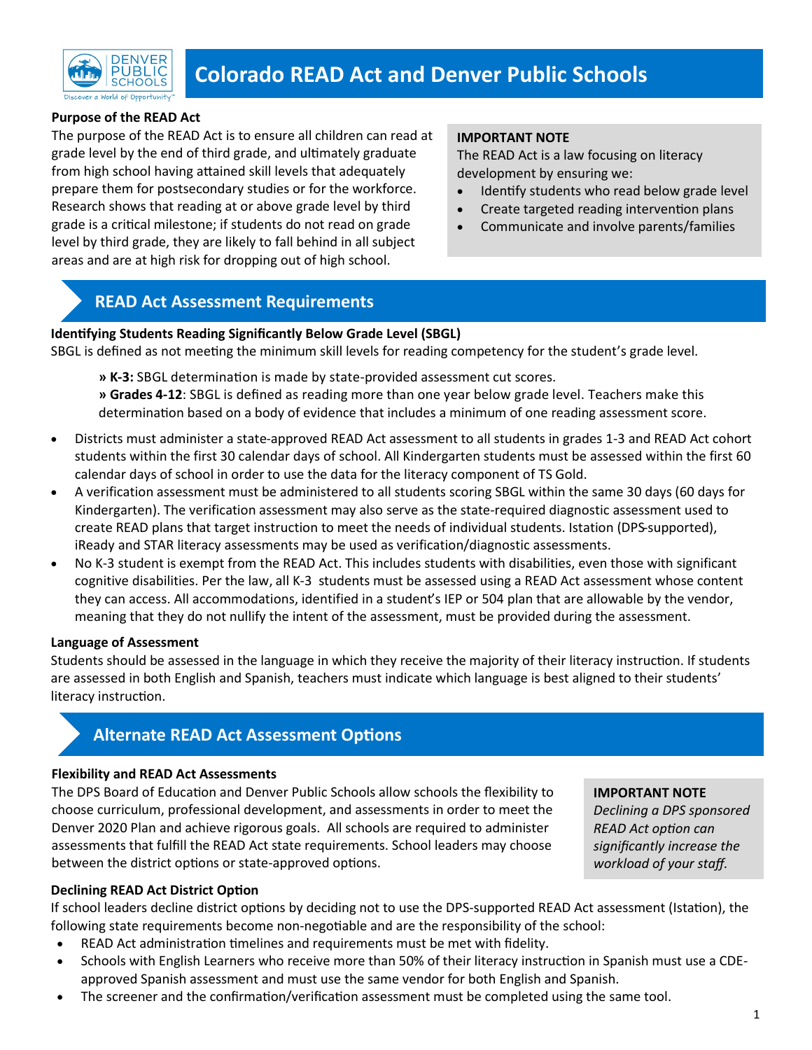# Colorado READ Act and Denver Public Schools

**Purpose of the READ Act**

The purpose of the READ Act is to ensure all children can read at grade level by the end of third grade, and ultimately graduate from high school having attained skill levels that adequately prepare them for postsecondary studies or for the workforce. Research shows that reading at or above grade level by third grade is a critical milestone; if students do not read on grade level by third grade, they are likely to fall behind in all subject areas and are at high risk for dropping out of high school.

**IMPORTANT NOTE**

The READ Act is a law focusing on literacy development by ensuring we:

- Identify students who read below grade level
- Create targeted reading intervention plans
- Communicate and involve parents/families

## READ Act Assessment Requirements

**Identifying Students Reading Significantly Below Grade Level (SBGL)**

SBGL is defined as not meeting the minimum skill levels for reading competency for the student's grade level.

> » **K-3:** SBGL determination is made by state-provided assessment cut scores.
> » **Grades 4-12**: SBGL is defined as reading more than one year below grade level. Teachers make this determination based on a body of evidence that includes a minimum of one reading assessment score.

- Districts must administer a state-approved READ Act assessment to all students in grades 1-3 and READ Act cohort students within the first 30 calendar days of school. All Kindergarten students must be assessed within the first 60 calendar days of school in order to use the data for the literacy component of TS Gold.
- A verification assessment must be administered to all students scoring SBGL within the same 30 days (60 days for Kindergarten). The verification assessment may also serve as the state-required diagnostic assessment used to create READ plans that target instruction to meet the needs of individual students. Istation (DPS-supported), iReady and STAR literacy assessments may be used as verification/diagnostic assessments.
- No K-3 student is exempt from the READ Act. This includes students with disabilities, even those with significant cognitive disabilities. Per the law, all K-3 students must be assessed using a READ Act assessment whose content they can access. All accommodations, identified in a student's IEP or 504 plan that are allowable by the vendor, meaning that they do not nullify the intent of the assessment, must be provided during the assessment.

**Language of Assessment**

Students should be assessed in the language in which they receive the majority of their literacy instruction. If students are assessed in both English and Spanish, teachers must indicate which language is best aligned to their students' literacy instruction.

## Alternate READ Act Assessment Options

**Flexibility and READ Act Assessments**

The DPS Board of Education and Denver Public Schools allow schools the flexibility to choose curriculum, professional development, and assessments in order to meet the Denver 2020 Plan and achieve rigorous goals. All schools are required to administer assessments that fulfill the READ Act state requirements. School leaders may choose between the district options or state-approved options.

**IMPORTANT NOTE**

*Declining a DPS sponsored READ Act option can significantly increase the workload of your staff.*

**Declining READ Act District Option**

If school leaders decline district options by deciding not to use the DPS-supported READ Act assessment (Istation), the following state requirements become non-negotiable and are the responsibility of the school:

- READ Act administration timelines and requirements must be met with fidelity.
- Schools with English Learners who receive more than 50% of their literacy instruction in Spanish must use a CDE-approved Spanish assessment and must use the same vendor for both English and Spanish.
- The screener and the confirmation/verification assessment must be completed using the same tool.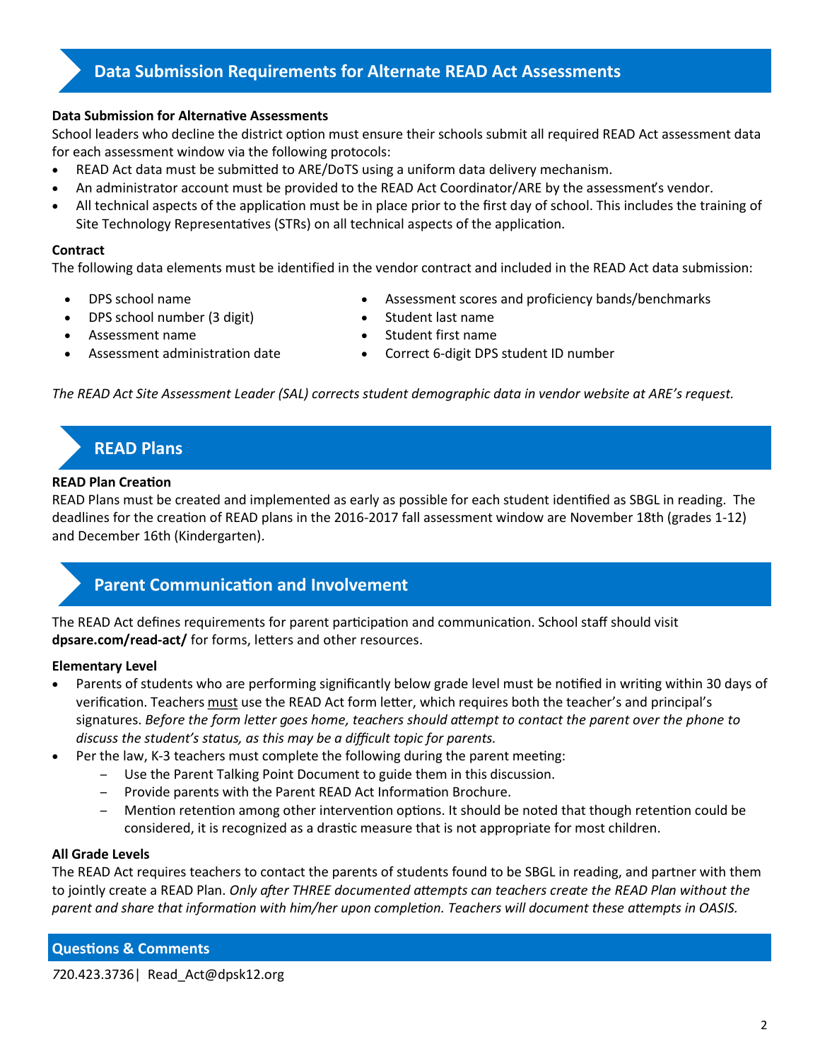## Data Submission Requirements for Alternate READ Act Assessments

**Data Submission for Alternative Assessments**

School leaders who decline the district option must ensure their schools submit all required READ Act assessment data for each assessment window via the following protocols:

- READ Act data must be submitted to ARE/DoTS using a uniform data delivery mechanism.
- An administrator account must be provided to the READ Act Coordinator/ARE by the assessment's vendor.
- All technical aspects of the application must be in place prior to the first day of school. This includes the training of Site Technology Representatives (STRs) on all technical aspects of the application.

**Contract**

The following data elements must be identified in the vendor contract and included in the READ Act data submission:

- DPS school name
- DPS school number (3 digit)
- Assessment name
- Assessment administration date
- Assessment scores and proficiency bands/benchmarks
- Student last name
- Student first name
- Correct 6-digit DPS student ID number

*The READ Act Site Assessment Leader (SAL) corrects student demographic data in vendor website at ARE's request.*

## READ Plans

**READ Plan Creation**

READ Plans must be created and implemented as early as possible for each student identified as SBGL in reading. The deadlines for the creation of READ plans in the 2016-2017 fall assessment window are November 18th (grades 1-12) and December 16th (Kindergarten).

## Parent Communication and Involvement

The READ Act defines requirements for parent participation and communication. School staff should visit **dpsare.com/read-act/** for forms, letters and other resources.

**Elementary Level**

- Parents of students who are performing significantly below grade level must be notified in writing within 30 days of verification. Teachers <u>must</u> use the READ Act form letter, which requires both the teacher's and principal's signatures. *Before the form letter goes home, teachers should attempt to contact the parent over the phone to discuss the student's status, as this may be a difficult topic for parents.*
- Per the law, K-3 teachers must complete the following during the parent meeting:
  - Use the Parent Talking Point Document to guide them in this discussion.
  - Provide parents with the Parent READ Act Information Brochure.
  - Mention retention among other intervention options. It should be noted that though retention could be considered, it is recognized as a drastic measure that is not appropriate for most children.

**All Grade Levels**

The READ Act requires teachers to contact the parents of students found to be SBGL in reading, and partner with them to jointly create a READ Plan. *Only after THREE documented attempts can teachers create the READ Plan without the parent and share that information with him/her upon completion. Teachers will document these attempts in OASIS.*

### Questions & Comments

720.423.3736| Read_Act@dpsk12.org